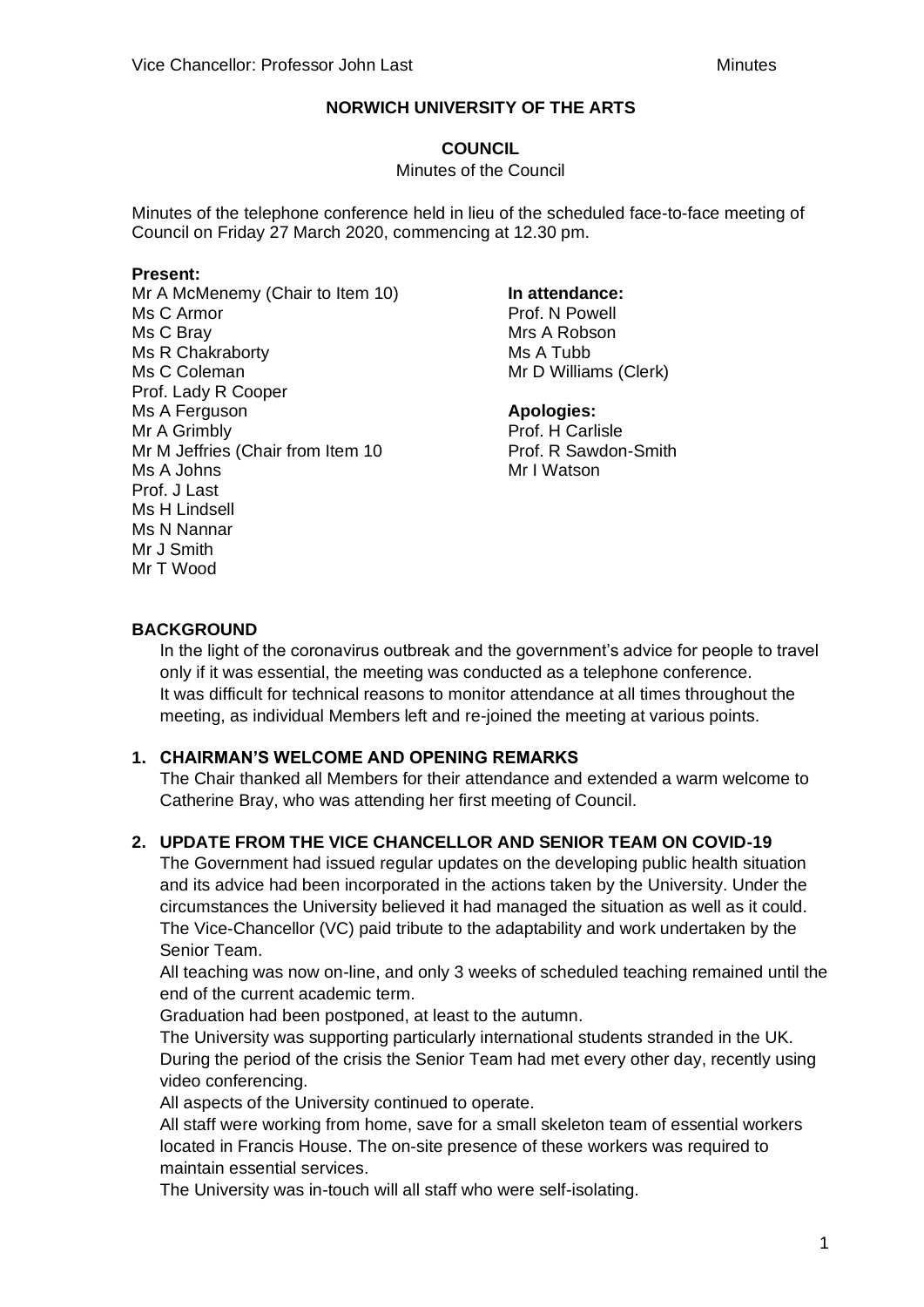# NORWICH UNIVERSITY OF THE ARTS

## COUNCIL

Minutes of the Council

Minutes of the telephone conference held in lieu of the scheduled face-to-face meeting of Council on Friday 27 March 2020, commencing at 12.30 pm.

**Present:**
Mr A McMenemy (Chair to Item 10)
Ms C Armor
Ms C Bray
Ms R Chakraborty
Ms C Coleman
Prof. Lady R Cooper
Ms A Ferguson
Mr A Grimbly
Mr M Jeffries (Chair from Item 10
Ms A Johns
Prof. J Last
Ms H Lindsell
Ms N Nannar
Mr J Smith
Mr T Wood

**In attendance:**
Prof. N Powell
Mrs A Robson
Ms A Tubb
Mr D Williams (Clerk)

**Apologies:**
Prof. H Carlisle
Prof. R Sawdon-Smith
Mr I Watson

### BACKGROUND

In the light of the coronavirus outbreak and the government's advice for people to travel only if it was essential, the meeting was conducted as a telephone conference. It was difficult for technical reasons to monitor attendance at all times throughout the meeting, as individual Members left and re-joined the meeting at various points.

### 1. CHAIRMAN'S WELCOME AND OPENING REMARKS

The Chair thanked all Members for their attendance and extended a warm welcome to Catherine Bray, who was attending her first meeting of Council.

### 2. UPDATE FROM THE VICE CHANCELLOR AND SENIOR TEAM ON COVID-19

The Government had issued regular updates on the developing public health situation and its advice had been incorporated in the actions taken by the University. Under the circumstances the University believed it had managed the situation as well as it could. The Vice-Chancellor (VC) paid tribute to the adaptability and work undertaken by the Senior Team.

All teaching was now on-line, and only 3 weeks of scheduled teaching remained until the end of the current academic term.

Graduation had been postponed, at least to the autumn.

The University was supporting particularly international students stranded in the UK.

During the period of the crisis the Senior Team had met every other day, recently using video conferencing.

All aspects of the University continued to operate.

All staff were working from home, save for a small skeleton team of essential workers located in Francis House. The on-site presence of these workers was required to maintain essential services.

The University was in-touch will all staff who were self-isolating.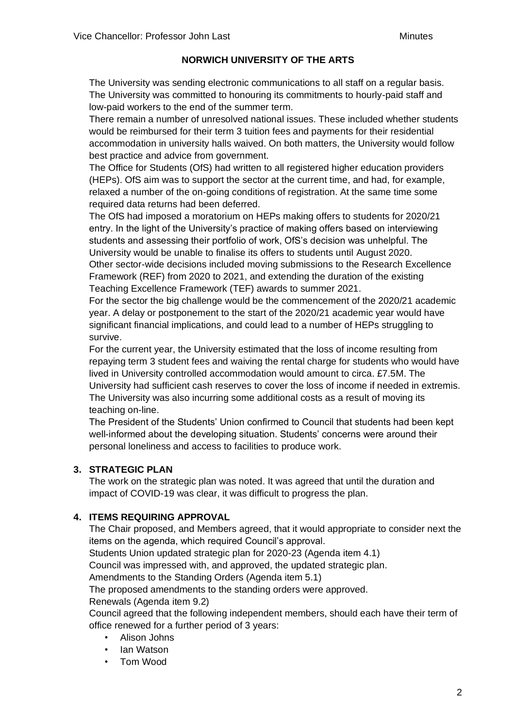**NORWICH UNIVERSITY OF THE ARTS**

The University was sending electronic communications to all staff on a regular basis. The University was committed to honouring its commitments to hourly-paid staff and low-paid workers to the end of the summer term.

There remain a number of unresolved national issues. These included whether students would be reimbursed for their term 3 tuition fees and payments for their residential accommodation in university halls waived. On both matters, the University would follow best practice and advice from government.

The Office for Students (OfS) had written to all registered higher education providers (HEPs). OfS aim was to support the sector at the current time, and had, for example, relaxed a number of the on-going conditions of registration. At the same time some required data returns had been deferred.

The OfS had imposed a moratorium on HEPs making offers to students for 2020/21 entry. In the light of the University's practice of making offers based on interviewing students and assessing their portfolio of work, OfS's decision was unhelpful. The University would be unable to finalise its offers to students until August 2020.

Other sector-wide decisions included moving submissions to the Research Excellence Framework (REF) from 2020 to 2021, and extending the duration of the existing Teaching Excellence Framework (TEF) awards to summer 2021.

For the sector the big challenge would be the commencement of the 2020/21 academic year. A delay or postponement to the start of the 2020/21 academic year would have significant financial implications, and could lead to a number of HEPs struggling to survive.

For the current year, the University estimated that the loss of income resulting from repaying term 3 student fees and waiving the rental charge for students who would have lived in University controlled accommodation would amount to circa. £7.5M. The University had sufficient cash reserves to cover the loss of income if needed in extremis. The University was also incurring some additional costs as a result of moving its teaching on-line.

The President of the Students' Union confirmed to Council that students had been kept well-informed about the developing situation. Students' concerns were around their personal loneliness and access to facilities to produce work.

## 3. STRATEGIC PLAN

The work on the strategic plan was noted. It was agreed that until the duration and impact of COVID-19 was clear, it was difficult to progress the plan.

## 4. ITEMS REQUIRING APPROVAL

The Chair proposed, and Members agreed, that it would appropriate to consider next the items on the agenda, which required Council's approval.

Students Union updated strategic plan for 2020-23 (Agenda item 4.1)

Council was impressed with, and approved, the updated strategic plan.

Amendments to the Standing Orders (Agenda item 5.1)

The proposed amendments to the standing orders were approved.

Renewals (Agenda item 9.2)

Council agreed that the following independent members, should each have their term of office renewed for a further period of 3 years:

- Alison Johns
- Ian Watson
- Tom Wood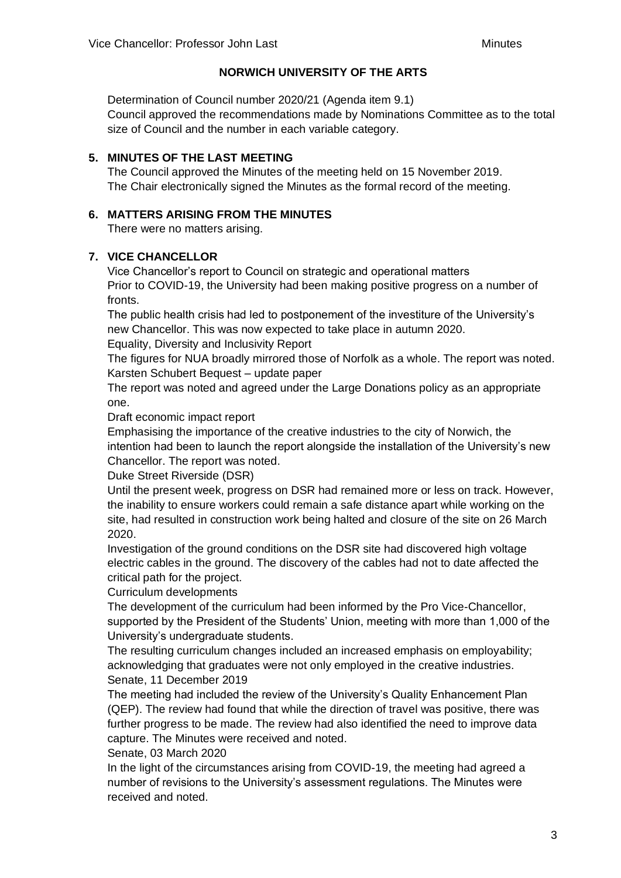## NORWICH UNIVERSITY OF THE ARTS

Determination of Council number 2020/21 (Agenda item 9.1)
Council approved the recommendations made by Nominations Committee as to the total size of Council and the number in each variable category.

### 5. MINUTES OF THE LAST MEETING

The Council approved the Minutes of the meeting held on 15 November 2019.
The Chair electronically signed the Minutes as the formal record of the meeting.

### 6. MATTERS ARISING FROM THE MINUTES

There were no matters arising.

### 7. VICE CHANCELLOR

Vice Chancellor's report to Council on strategic and operational matters
Prior to COVID-19, the University had been making positive progress on a number of fronts.
The public health crisis had led to postponement of the investiture of the University's new Chancellor. This was now expected to take place in autumn 2020.
Equality, Diversity and Inclusivity Report
The figures for NUA broadly mirrored those of Norfolk as a whole. The report was noted.
Karsten Schubert Bequest – update paper
The report was noted and agreed under the Large Donations policy as an appropriate one.
Draft economic impact report
Emphasising the importance of the creative industries to the city of Norwich, the intention had been to launch the report alongside the installation of the University's new Chancellor. The report was noted.
Duke Street Riverside (DSR)
Until the present week, progress on DSR had remained more or less on track. However, the inability to ensure workers could remain a safe distance apart while working on the site, had resulted in construction work being halted and closure of the site on 26 March 2020.
Investigation of the ground conditions on the DSR site had discovered high voltage electric cables in the ground. The discovery of the cables had not to date affected the critical path for the project.
Curriculum developments
The development of the curriculum had been informed by the Pro Vice-Chancellor, supported by the President of the Students' Union, meeting with more than 1,000 of the University's undergraduate students.
The resulting curriculum changes included an increased emphasis on employability; acknowledging that graduates were not only employed in the creative industries.
Senate, 11 December 2019
The meeting had included the review of the University's Quality Enhancement Plan (QEP). The review had found that while the direction of travel was positive, there was further progress to be made. The review had also identified the need to improve data capture. The Minutes were received and noted.
Senate, 03 March 2020
In the light of the circumstances arising from COVID-19, the meeting had agreed a number of revisions to the University's assessment regulations. The Minutes were received and noted.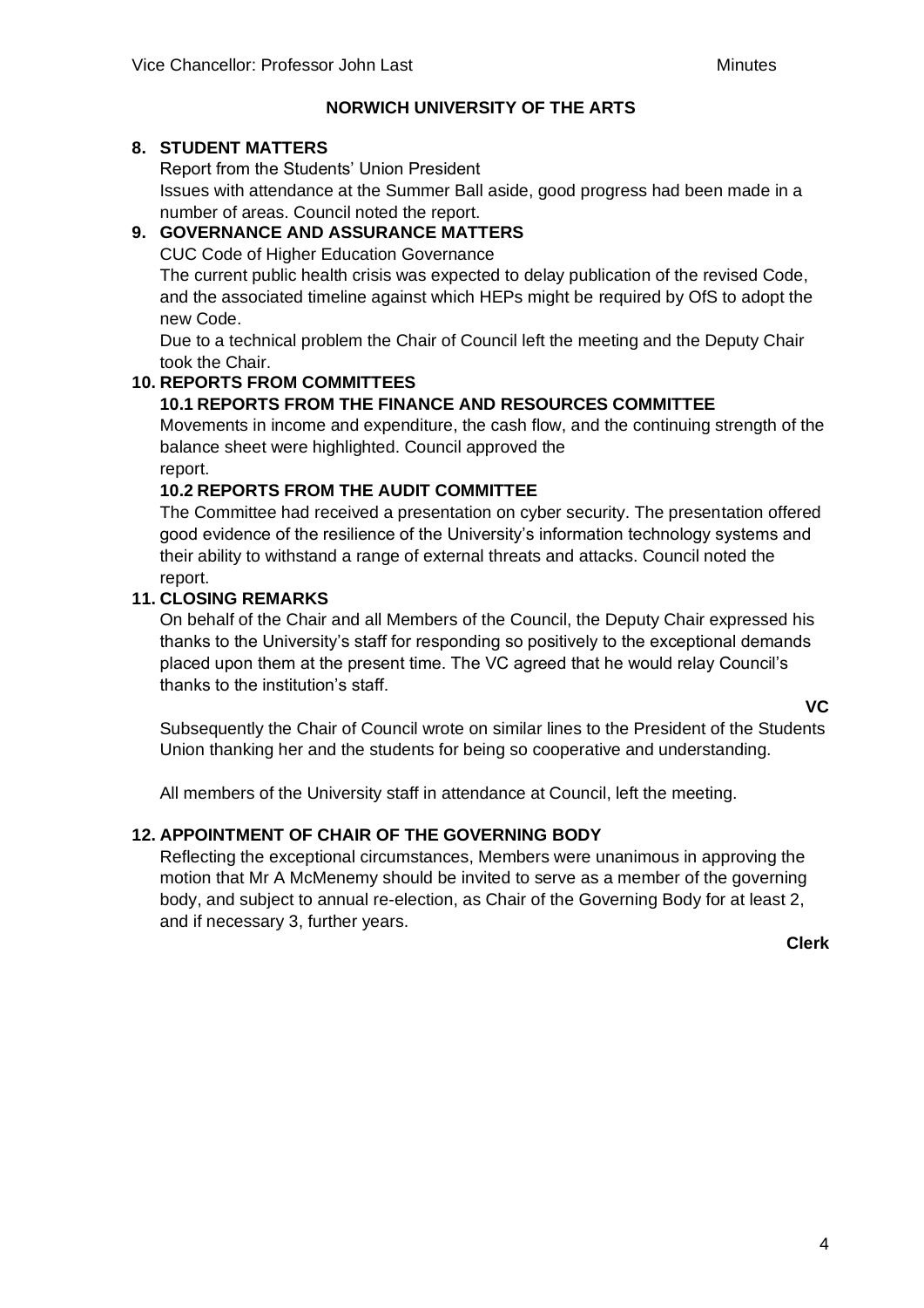**NORWICH UNIVERSITY OF THE ARTS**

**8. STUDENT MATTERS**

Report from the Students' Union President

Issues with attendance at the Summer Ball aside, good progress had been made in a number of areas. Council noted the report.

**9. GOVERNANCE AND ASSURANCE MATTERS**

CUC Code of Higher Education Governance

The current public health crisis was expected to delay publication of the revised Code, and the associated timeline against which HEPs might be required by OfS to adopt the new Code.

Due to a technical problem the Chair of Council left the meeting and the Deputy Chair took the Chair.

**10. REPORTS FROM COMMITTEES**

**10.1 REPORTS FROM THE FINANCE AND RESOURCES COMMITTEE**

Movements in income and expenditure, the cash flow, and the continuing strength of the balance sheet were highlighted. Council approved the report.

**10.2 REPORTS FROM THE AUDIT COMMITTEE**

The Committee had received a presentation on cyber security. The presentation offered good evidence of the resilience of the University's information technology systems and their ability to withstand a range of external threats and attacks. Council noted the report.

**11. CLOSING REMARKS**

On behalf of the Chair and all Members of the Council, the Deputy Chair expressed his thanks to the University's staff for responding so positively to the exceptional demands placed upon them at the present time. The VC agreed that he would relay Council's thanks to the institution's staff.

**VC**

Subsequently the Chair of Council wrote on similar lines to the President of the Students Union thanking her and the students for being so cooperative and understanding.

All members of the University staff in attendance at Council, left the meeting.

**12. APPOINTMENT OF CHAIR OF THE GOVERNING BODY**

Reflecting the exceptional circumstances, Members were unanimous in approving the motion that Mr A McMenemy should be invited to serve as a member of the governing body, and subject to annual re-election, as Chair of the Governing Body for at least 2, and if necessary 3, further years.

**Clerk**